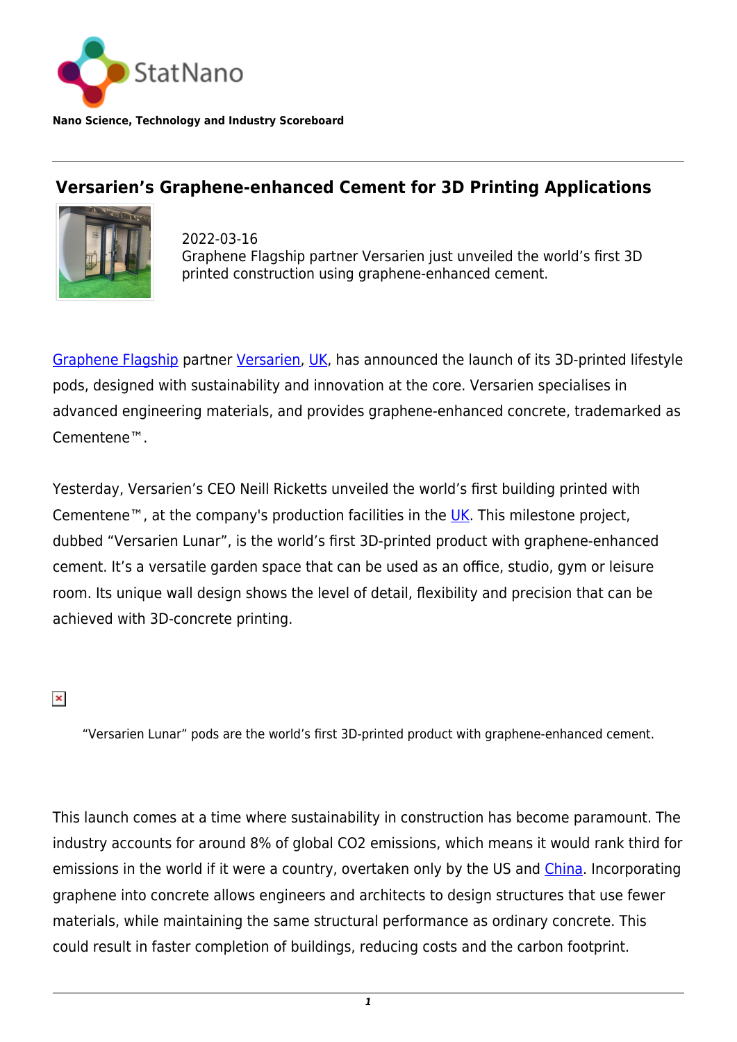StatNano

**Nano Science, Technology and Industry Scoreboard**

## Versarien's Graphene-enhanced Cement for 3D Printing Applications

2022-03-16
Graphene Flagship partner Versarien just unveiled the world's first 3D printed construction using graphene-enhanced cement.

Graphene Flagship partner Versarien, UK, has announced the launch of its 3D-printed lifestyle pods, designed with sustainability and innovation at the core. Versarien specialises in advanced engineering materials, and provides graphene-enhanced concrete, trademarked as Cementene™.

Yesterday, Versarien's CEO Neill Ricketts unveiled the world's first building printed with Cementene™, at the company's production facilities in the UK. This milestone project, dubbed "Versarien Lunar", is the world's first 3D-printed product with graphene-enhanced cement. It's a versatile garden space that can be used as an office, studio, gym or leisure room. Its unique wall design shows the level of detail, flexibility and precision that can be achieved with 3D-concrete printing.

"Versarien Lunar" pods are the world's first 3D-printed product with graphene-enhanced cement.

This launch comes at a time where sustainability in construction has become paramount. The industry accounts for around 8% of global $CO_2$ emissions, which means it would rank third for emissions in the world if it were a country, overtaken only by the US and China. Incorporating graphene into concrete allows engineers and architects to design structures that use fewer materials, while maintaining the same structural performance as ordinary concrete. This could result in faster completion of buildings, reducing costs and the carbon footprint.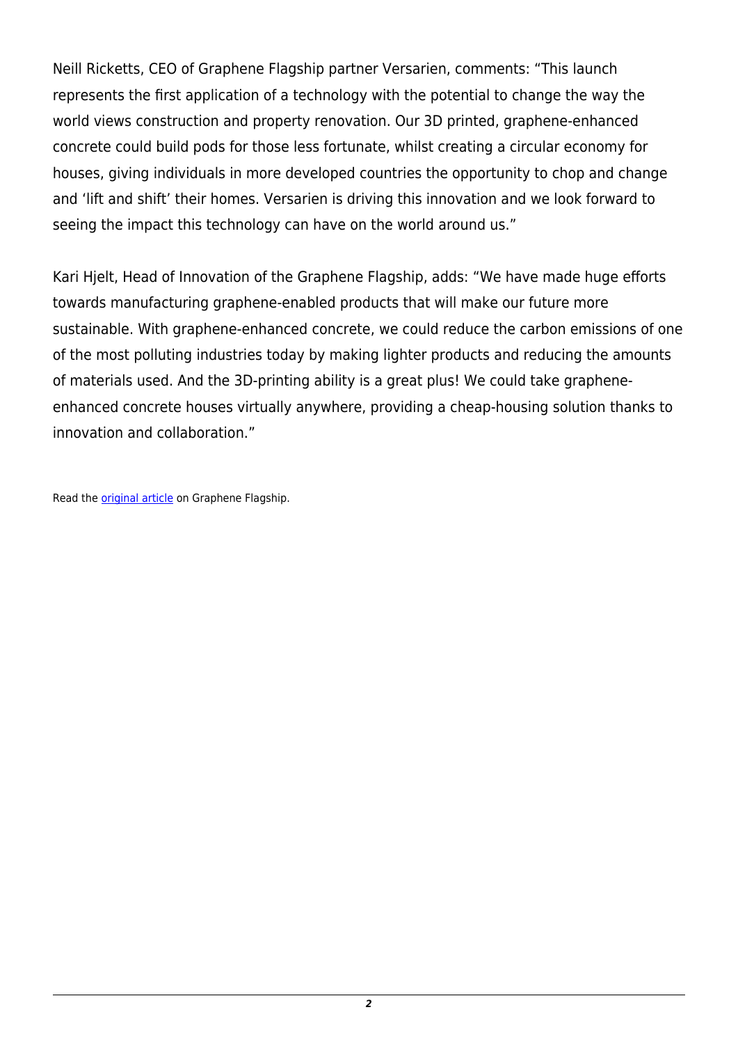Neill Ricketts, CEO of Graphene Flagship partner Versarien, comments: "This launch represents the first application of a technology with the potential to change the way the world views construction and property renovation. Our 3D printed, graphene-enhanced concrete could build pods for those less fortunate, whilst creating a circular economy for houses, giving individuals in more developed countries the opportunity to chop and change and 'lift and shift' their homes. Versarien is driving this innovation and we look forward to seeing the impact this technology can have on the world around us."

Kari Hjelt, Head of Innovation of the Graphene Flagship, adds: "We have made huge efforts towards manufacturing graphene-enabled products that will make our future more sustainable. With graphene-enhanced concrete, we could reduce the carbon emissions of one of the most polluting industries today by making lighter products and reducing the amounts of materials used. And the 3D-printing ability is a great plus! We could take graphene-enhanced concrete houses virtually anywhere, providing a cheap-housing solution thanks to innovation and collaboration."

Read the [original article] on Graphene Flagship.